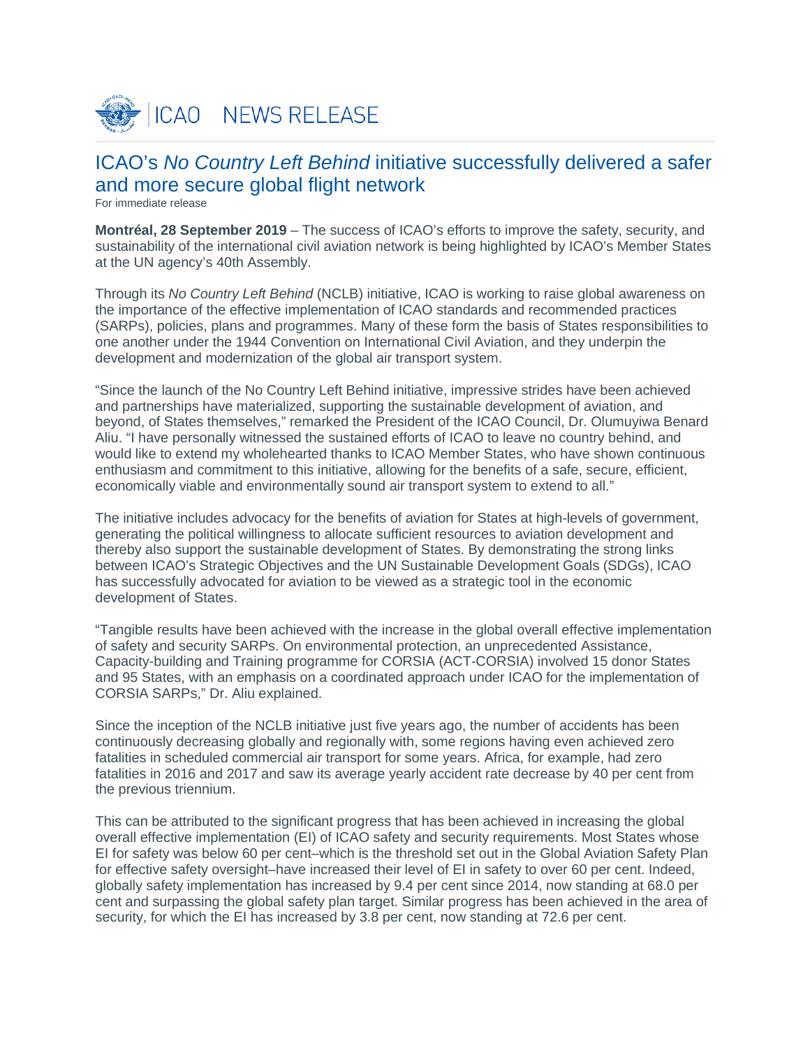ICAO NEWS RELEASE

# ICAO's *No Country Left Behind* initiative successfully delivered a safer and more secure global flight network

For immediate release

**Montréal, 28 September 2019** – The success of ICAO's efforts to improve the safety, security, and sustainability of the international civil aviation network is being highlighted by ICAO's Member States at the UN agency's 40th Assembly.

Through its *No Country Left Behind* (NCLB) initiative, ICAO is working to raise global awareness on the importance of the effective implementation of ICAO standards and recommended practices (SARPs), policies, plans and programmes. Many of these form the basis of States responsibilities to one another under the 1944 Convention on International Civil Aviation, and they underpin the development and modernization of the global air transport system.

"Since the launch of the No Country Left Behind initiative, impressive strides have been achieved and partnerships have materialized, supporting the sustainable development of aviation, and beyond, of States themselves," remarked the President of the ICAO Council, Dr. Olumuyiwa Benard Aliu. "I have personally witnessed the sustained efforts of ICAO to leave no country behind, and would like to extend my wholehearted thanks to ICAO Member States, who have shown continuous enthusiasm and commitment to this initiative, allowing for the benefits of a safe, secure, efficient, economically viable and environmentally sound air transport system to extend to all."

The initiative includes advocacy for the benefits of aviation for States at high-levels of government, generating the political willingness to allocate sufficient resources to aviation development and thereby also support the sustainable development of States. By demonstrating the strong links between ICAO's Strategic Objectives and the UN Sustainable Development Goals (SDGs), ICAO has successfully advocated for aviation to be viewed as a strategic tool in the economic development of States.

"Tangible results have been achieved with the increase in the global overall effective implementation of safety and security SARPs. On environmental protection, an unprecedented Assistance, Capacity-building and Training programme for CORSIA (ACT-CORSIA) involved 15 donor States and 95 States, with an emphasis on a coordinated approach under ICAO for the implementation of CORSIA SARPs," Dr. Aliu explained.

Since the inception of the NCLB initiative just five years ago, the number of accidents has been continuously decreasing globally and regionally with, some regions having even achieved zero fatalities in scheduled commercial air transport for some years. Africa, for example, had zero fatalities in 2016 and 2017 and saw its average yearly accident rate decrease by 40 per cent from the previous triennium.

This can be attributed to the significant progress that has been achieved in increasing the global overall effective implementation (EI) of ICAO safety and security requirements. Most States whose EI for safety was below 60 per cent–which is the threshold set out in the Global Aviation Safety Plan for effective safety oversight–have increased their level of EI in safety to over 60 per cent. Indeed, globally safety implementation has increased by 9.4 per cent since 2014, now standing at 68.0 per cent and surpassing the global safety plan target. Similar progress has been achieved in the area of security, for which the EI has increased by 3.8 per cent, now standing at 72.6 per cent.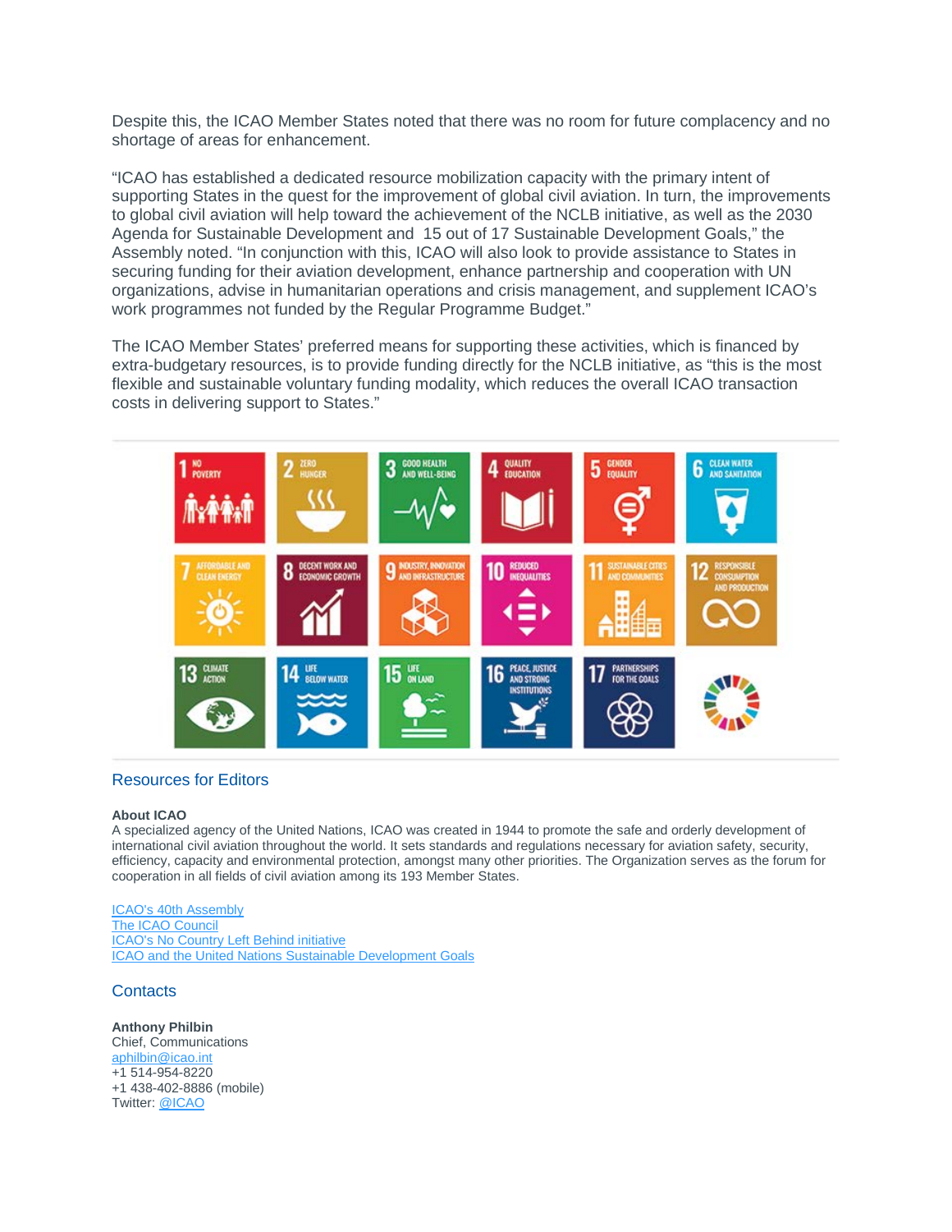Despite this, the ICAO Member States noted that there was no room for future complacency and no shortage of areas for enhancement.

“ICAO has established a dedicated resource mobilization capacity with the primary intent of supporting States in the quest for the improvement of global civil aviation. In turn, the improvements to global civil aviation will help toward the achievement of the NCLB initiative, as well as the 2030 Agenda for Sustainable Development and 15 out of 17 Sustainable Development Goals,” the Assembly noted. “In conjunction with this, ICAO will also look to provide assistance to States in securing funding for their aviation development, enhance partnership and cooperation with UN organizations, advise in humanitarian operations and crisis management, and supplement ICAO’s work programmes not funded by the Regular Programme Budget.”

The ICAO Member States’ preferred means for supporting these activities, which is financed by extra-budgetary resources, is to provide funding directly for the NCLB initiative, as “this is the most flexible and sustainable voluntary funding modality, which reduces the overall ICAO transaction costs in delivering support to States.”

## Resources for Editors

**About ICAO**
A specialized agency of the United Nations, ICAO was created in 1944 to promote the safe and orderly development of international civil aviation throughout the world. It sets standards and regulations necessary for aviation safety, security, efficiency, capacity and environmental protection, amongst many other priorities. The Organization serves as the forum for cooperation in all fields of civil aviation among its 193 Member States.

ICAO's 40th Assembly
The ICAO Council
ICAO's No Country Left Behind initiative
ICAO and the United Nations Sustainable Development Goals

## Contacts

**Anthony Philbin**
Chief, Communications
aphilbin@icao.int
+1 514-954-8220
+1 438-402-8886 (mobile)
Twitter: @ICAO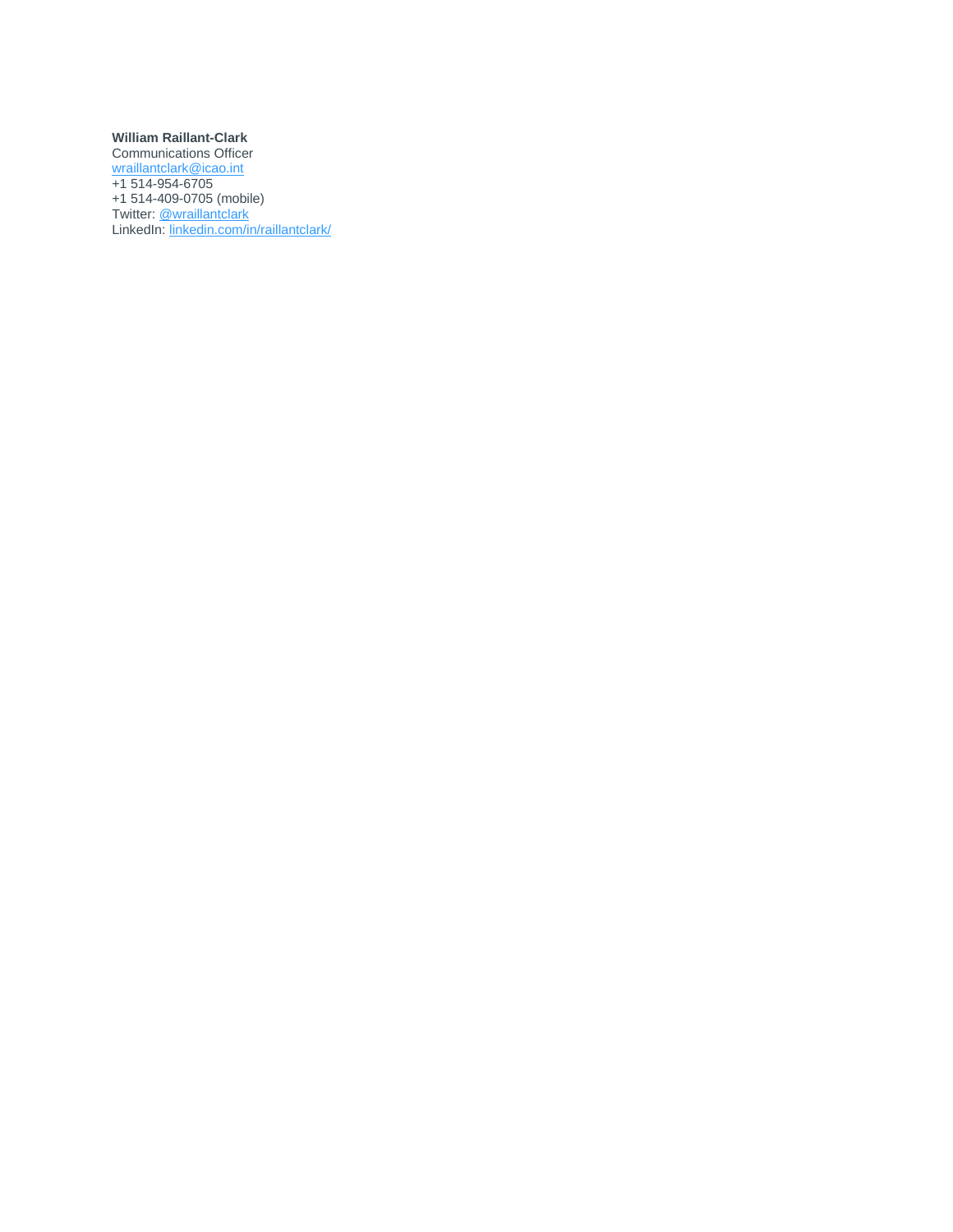**William Raillant-Clark**
Communications Officer
wraillantclark@icao.int
+1 514-954-6705
+1 514-409-0705 (mobile)
Twitter: @wraillantclark
LinkedIn: linkedin.com/in/raillantclark/